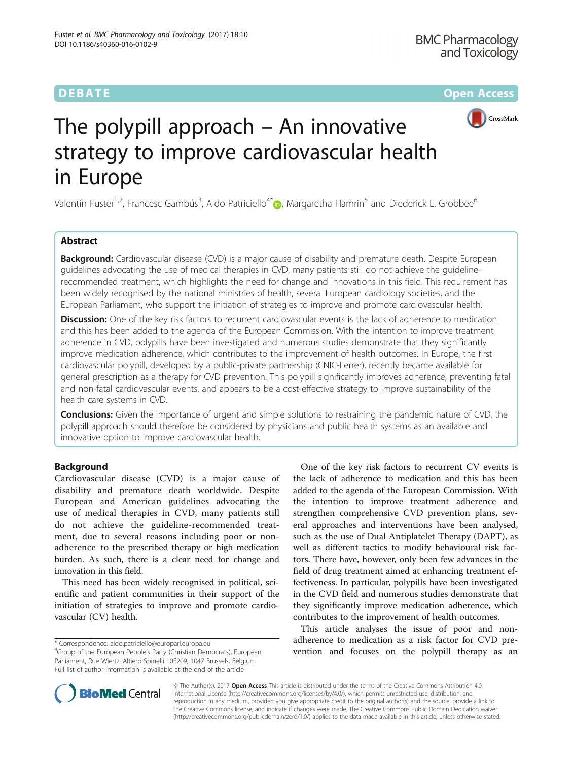DEBATE Open Access

# The polypill approach – An innovative strategy to improve cardiovascular health in Europe

Valentín Fuster[1,2], Francesc Gambús[3], Aldo Patriciello[4*], Margaretha Hamrin[5] and Diederick E. Grobbee[6]

## Abstract

**Background:** Cardiovascular disease (CVD) is a major cause of disability and premature death. Despite European guidelines advocating the use of medical therapies in CVD, many patients still do not achieve the guideline-recommended treatment, which highlights the need for change and innovations in this field. This requirement has been widely recognised by the national ministries of health, several European cardiology societies, and the European Parliament, who support the initiation of strategies to improve and promote cardiovascular health.

**Discussion:** One of the key risk factors to recurrent cardiovascular events is the lack of adherence to medication and this has been added to the agenda of the European Commission. With the intention to improve treatment adherence in CVD, polypills have been investigated and numerous studies demonstrate that they significantly improve medication adherence, which contributes to the improvement of health outcomes. In Europe, the first cardiovascular polypill, developed by a public-private partnership (CNIC-Ferrer), recently became available for general prescription as a therapy for CVD prevention. This polypill significantly improves adherence, preventing fatal and non-fatal cardiovascular events, and appears to be a cost-effective strategy to improve sustainability of the health care systems in CVD.

**Conclusions:** Given the importance of urgent and simple solutions to restraining the pandemic nature of CVD, the polypill approach should therefore be considered by physicians and public health systems as an available and innovative option to improve cardiovascular health.

## Background

Cardiovascular disease (CVD) is a major cause of disability and premature death worldwide. Despite European and American guidelines advocating the use of medical therapies in CVD, many patients still do not achieve the guideline-recommended treatment, due to several reasons including poor or non-adherence to the prescribed therapy or high medication burden. As such, there is a clear need for change and innovation in this field.

This need has been widely recognised in political, scientific and patient communities in their support of the initiation of strategies to improve and promote cardiovascular (CV) health.

One of the key risk factors to recurrent CV events is the lack of adherence to medication and this has been added to the agenda of the European Commission. With the intention to improve treatment adherence and strengthen comprehensive CVD prevention plans, several approaches and interventions have been analysed, such as the use of Dual Antiplatelet Therapy (DAPT), as well as different tactics to modify behavioural risk factors. There have, however, only been few advances in the field of drug treatment aimed at enhancing treatment effectiveness. In particular, polypills have been investigated in the CVD field and numerous studies demonstrate that they significantly improve medication adherence, which contributes to the improvement of health outcomes.

This article analyses the issue of poor and non-adherence to medication as a risk factor for CVD prevention and focuses on the polypill therapy as an

\* Correspondence: aldo.patriciello@europarl.europa.eu
[4]Group of the European People's Party (Christian Democrats), European Parliament, Rue Wiertz, Altiero Spinelli 10E209, 1047 Brussels, Belgium
Full list of author information is available at the end of the article

© The Author(s). 2017 **Open Access** This article is distributed under the terms of the Creative Commons Attribution 4.0 International License (http://creativecommons.org/licenses/by/4.0/), which permits unrestricted use, distribution, and reproduction in any medium, provided you give appropriate credit to the original author(s) and the source, provide a link to the Creative Commons license, and indicate if changes were made. The Creative Commons Public Domain Dedication waiver (http://creativecommons.org/publicdomain/zero/1.0/) applies to the data made available in this article, unless otherwise stated.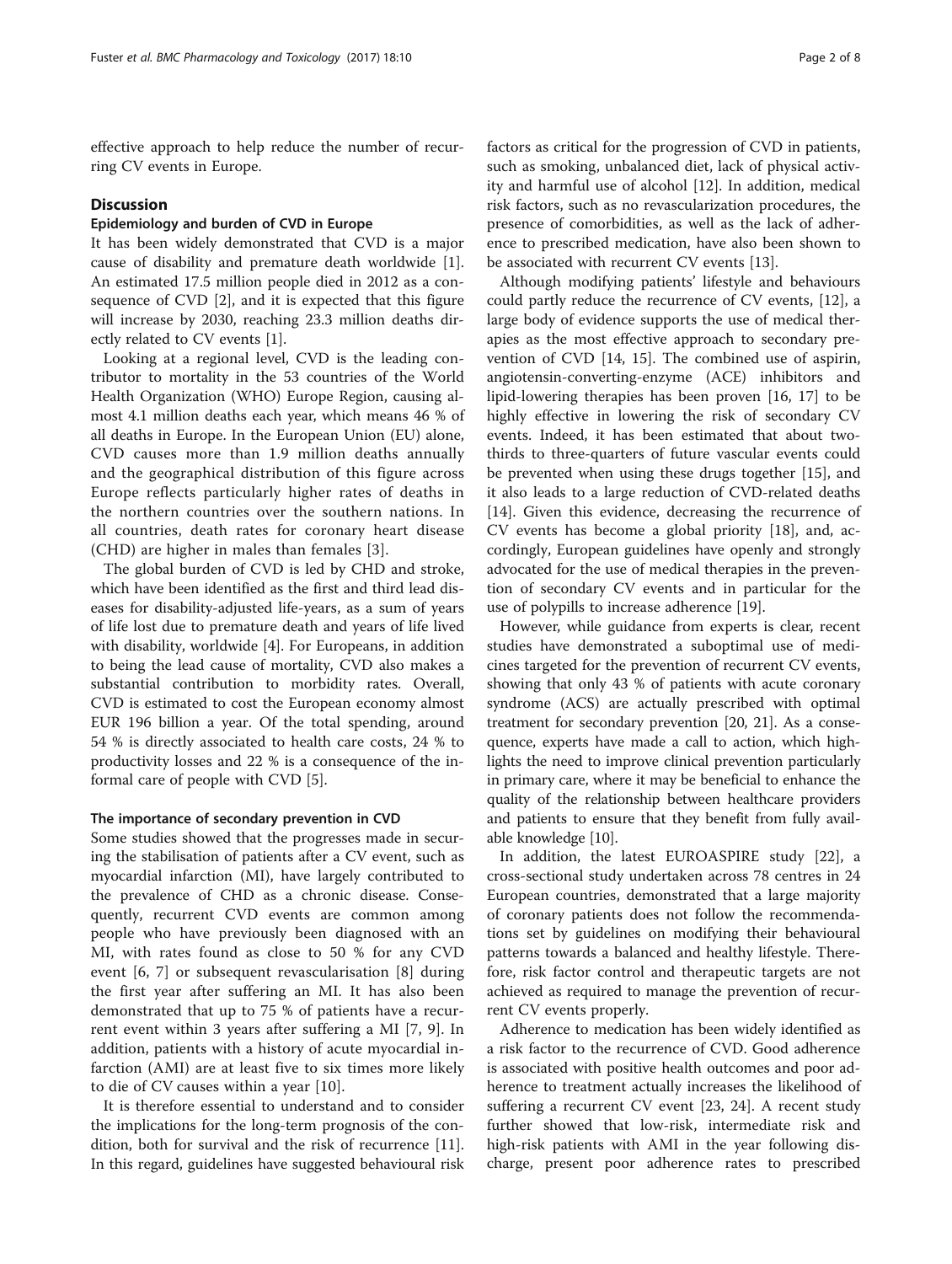effective approach to help reduce the number of recurring CV events in Europe.

## Discussion

### Epidemiology and burden of CVD in Europe

It has been widely demonstrated that CVD is a major cause of disability and premature death worldwide [1]. An estimated 17.5 million people died in 2012 as a consequence of CVD [2], and it is expected that this figure will increase by 2030, reaching 23.3 million deaths directly related to CV events [1].

Looking at a regional level, CVD is the leading contributor to mortality in the 53 countries of the World Health Organization (WHO) Europe Region, causing almost 4.1 million deaths each year, which means 46 % of all deaths in Europe. In the European Union (EU) alone, CVD causes more than 1.9 million deaths annually and the geographical distribution of this figure across Europe reflects particularly higher rates of deaths in the northern countries over the southern nations. In all countries, death rates for coronary heart disease (CHD) are higher in males than females [3].

The global burden of CVD is led by CHD and stroke, which have been identified as the first and third lead diseases for disability-adjusted life-years, as a sum of years of life lost due to premature death and years of life lived with disability, worldwide [4]. For Europeans, in addition to being the lead cause of mortality, CVD also makes a substantial contribution to morbidity rates. Overall, CVD is estimated to cost the European economy almost EUR 196 billion a year. Of the total spending, around 54 % is directly associated to health care costs, 24 % to productivity losses and 22 % is a consequence of the informal care of people with CVD [5].

### The importance of secondary prevention in CVD

Some studies showed that the progresses made in securing the stabilisation of patients after a CV event, such as myocardial infarction (MI), have largely contributed to the prevalence of CHD as a chronic disease. Consequently, recurrent CVD events are common among people who have previously been diagnosed with an MI, with rates found as close to 50 % for any CVD event [6, 7] or subsequent revascularisation [8] during the first year after suffering an MI. It has also been demonstrated that up to 75 % of patients have a recurrent event within 3 years after suffering a MI [7, 9]. In addition, patients with a history of acute myocardial infarction (AMI) are at least five to six times more likely to die of CV causes within a year [10].

It is therefore essential to understand and to consider the implications for the long-term prognosis of the condition, both for survival and the risk of recurrence [11]. In this regard, guidelines have suggested behavioural risk factors as critical for the progression of CVD in patients, such as smoking, unbalanced diet, lack of physical activity and harmful use of alcohol [12]. In addition, medical risk factors, such as no revascularization procedures, the presence of comorbidities, as well as the lack of adherence to prescribed medication, have also been shown to be associated with recurrent CV events [13].

Although modifying patients' lifestyle and behaviours could partly reduce the recurrence of CV events, [12], a large body of evidence supports the use of medical therapies as the most effective approach to secondary prevention of CVD [14, 15]. The combined use of aspirin, angiotensin-converting-enzyme (ACE) inhibitors and lipid-lowering therapies has been proven [16, 17] to be highly effective in lowering the risk of secondary CV events. Indeed, it has been estimated that about two-thirds to three-quarters of future vascular events could be prevented when using these drugs together [15], and it also leads to a large reduction of CVD-related deaths [14]. Given this evidence, decreasing the recurrence of CV events has become a global priority [18], and, accordingly, European guidelines have openly and strongly advocated for the use of medical therapies in the prevention of secondary CV events and in particular for the use of polypills to increase adherence [19].

However, while guidance from experts is clear, recent studies have demonstrated a suboptimal use of medicines targeted for the prevention of recurrent CV events, showing that only 43 % of patients with acute coronary syndrome (ACS) are actually prescribed with optimal treatment for secondary prevention [20, 21]. As a consequence, experts have made a call to action, which highlights the need to improve clinical prevention particularly in primary care, where it may be beneficial to enhance the quality of the relationship between healthcare providers and patients to ensure that they benefit from fully available knowledge [10].

In addition, the latest EUROASPIRE study [22], a cross-sectional study undertaken across 78 centres in 24 European countries, demonstrated that a large majority of coronary patients does not follow the recommendations set by guidelines on modifying their behavioural patterns towards a balanced and healthy lifestyle. Therefore, risk factor control and therapeutic targets are not achieved as required to manage the prevention of recurrent CV events properly.

Adherence to medication has been widely identified as a risk factor to the recurrence of CVD. Good adherence is associated with positive health outcomes and poor adherence to treatment actually increases the likelihood of suffering a recurrent CV event [23, 24]. A recent study further showed that low-risk, intermediate risk and high-risk patients with AMI in the year following discharge, present poor adherence rates to prescribed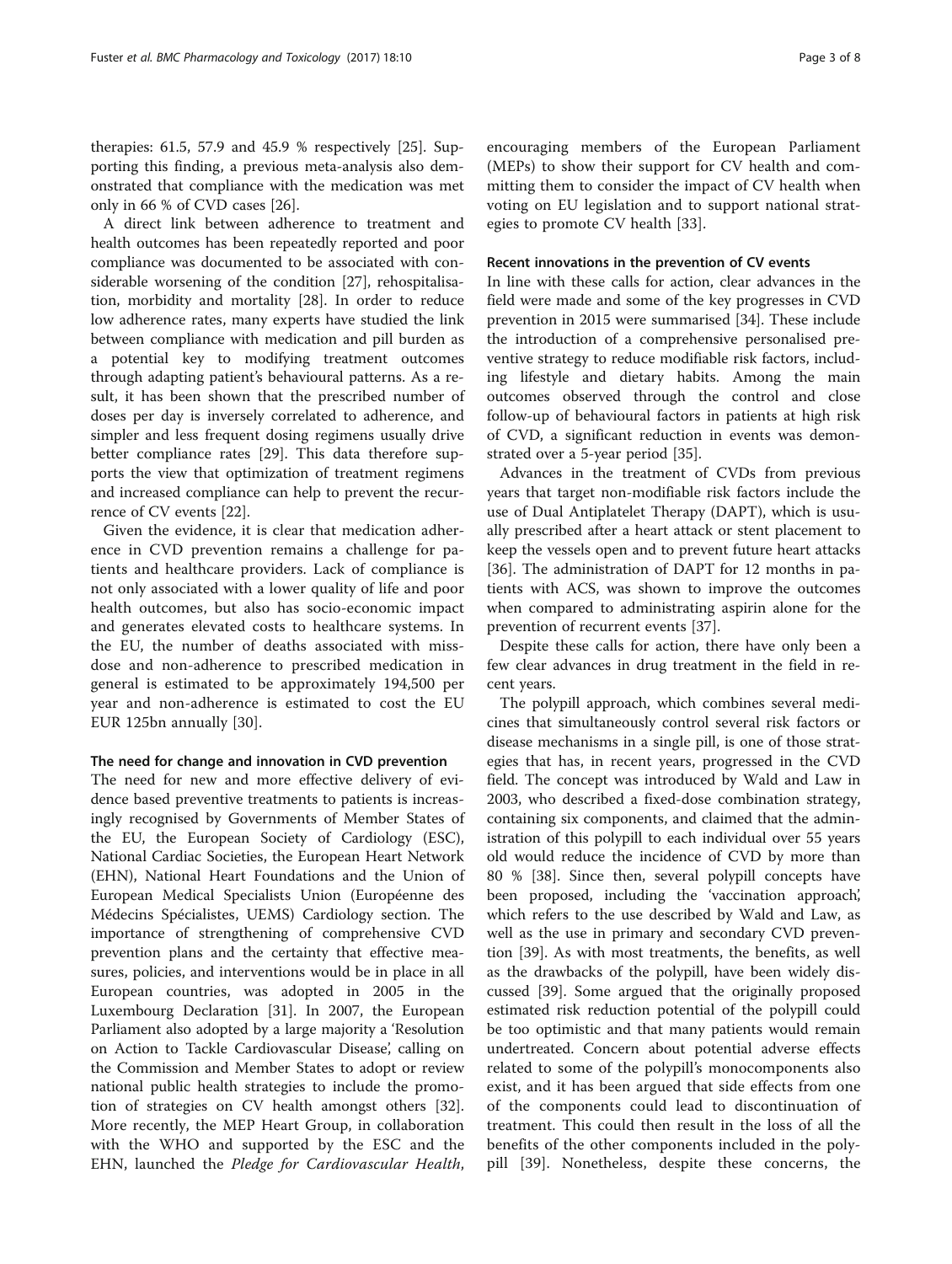therapies: 61.5, 57.9 and 45.9 % respectively [25]. Supporting this finding, a previous meta-analysis also demonstrated that compliance with the medication was met only in 66 % of CVD cases [26].

A direct link between adherence to treatment and health outcomes has been repeatedly reported and poor compliance was documented to be associated with considerable worsening of the condition [27], rehospitalisation, morbidity and mortality [28]. In order to reduce low adherence rates, many experts have studied the link between compliance with medication and pill burden as a potential key to modifying treatment outcomes through adapting patient's behavioural patterns. As a result, it has been shown that the prescribed number of doses per day is inversely correlated to adherence, and simpler and less frequent dosing regimens usually drive better compliance rates [29]. This data therefore supports the view that optimization of treatment regimens and increased compliance can help to prevent the recurrence of CV events [22].

Given the evidence, it is clear that medication adherence in CVD prevention remains a challenge for patients and healthcare providers. Lack of compliance is not only associated with a lower quality of life and poor health outcomes, but also has socio-economic impact and generates elevated costs to healthcare systems. In the EU, the number of deaths associated with miss-dose and non-adherence to prescribed medication in general is estimated to be approximately 194,500 per year and non-adherence is estimated to cost the EU EUR 125bn annually [30].

### The need for change and innovation in CVD prevention

The need for new and more effective delivery of evidence based preventive treatments to patients is increasingly recognised by Governments of Member States of the EU, the European Society of Cardiology (ESC), National Cardiac Societies, the European Heart Network (EHN), National Heart Foundations and the Union of European Medical Specialists Union (Européenne des Médecins Spécialistes, UEMS) Cardiology section. The importance of strengthening of comprehensive CVD prevention plans and the certainty that effective measures, policies, and interventions would be in place in all European countries, was adopted in 2005 in the Luxembourg Declaration [31]. In 2007, the European Parliament also adopted by a large majority a 'Resolution on Action to Tackle Cardiovascular Disease', calling on the Commission and Member States to adopt or review national public health strategies to include the promotion of strategies on CV health amongst others [32]. More recently, the MEP Heart Group, in collaboration with the WHO and supported by the ESC and the EHN, launched the *Pledge for Cardiovascular Health*, encouraging members of the European Parliament (MEPs) to show their support for CV health and committing them to consider the impact of CV health when voting on EU legislation and to support national strategies to promote CV health [33].

### Recent innovations in the prevention of CV events

In line with these calls for action, clear advances in the field were made and some of the key progresses in CVD prevention in 2015 were summarised [34]. These include the introduction of a comprehensive personalised preventive strategy to reduce modifiable risk factors, including lifestyle and dietary habits. Among the main outcomes observed through the control and close follow-up of behavioural factors in patients at high risk of CVD, a significant reduction in events was demonstrated over a 5-year period [35].

Advances in the treatment of CVDs from previous years that target non-modifiable risk factors include the use of Dual Antiplatelet Therapy (DAPT), which is usually prescribed after a heart attack or stent placement to keep the vessels open and to prevent future heart attacks [36]. The administration of DAPT for 12 months in patients with ACS, was shown to improve the outcomes when compared to administrating aspirin alone for the prevention of recurrent events [37].

Despite these calls for action, there have only been a few clear advances in drug treatment in the field in recent years.

The polypill approach, which combines several medicines that simultaneously control several risk factors or disease mechanisms in a single pill, is one of those strategies that has, in recent years, progressed in the CVD field. The concept was introduced by Wald and Law in 2003, who described a fixed-dose combination strategy, containing six components, and claimed that the administration of this polypill to each individual over 55 years old would reduce the incidence of CVD by more than 80 % [38]. Since then, several polypill concepts have been proposed, including the 'vaccination approach', which refers to the use described by Wald and Law, as well as the use in primary and secondary CVD prevention [39]. As with most treatments, the benefits, as well as the drawbacks of the polypill, have been widely discussed [39]. Some argued that the originally proposed estimated risk reduction potential of the polypill could be too optimistic and that many patients would remain undertreated. Concern about potential adverse effects related to some of the polypill's monocomponents also exist, and it has been argued that side effects from one of the components could lead to discontinuation of treatment. This could then result in the loss of all the benefits of the other components included in the polypill [39]. Nonetheless, despite these concerns, the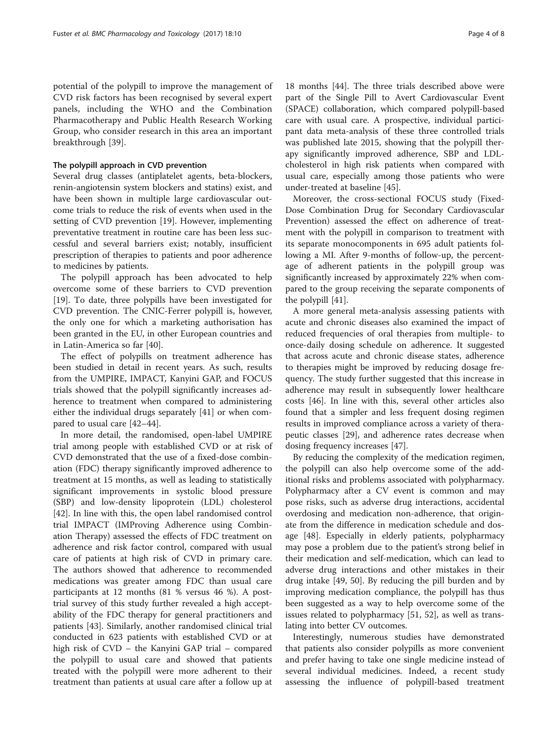potential of the polypill to improve the management of CVD risk factors has been recognised by several expert panels, including the WHO and the Combination Pharmacotherapy and Public Health Research Working Group, who consider research in this area an important breakthrough [39].

### The polypill approach in CVD prevention

Several drug classes (antiplatelet agents, beta-blockers, renin-angiotensin system blockers and statins) exist, and have been shown in multiple large cardiovascular outcome trials to reduce the risk of events when used in the setting of CVD prevention [19]. However, implementing preventative treatment in routine care has been less successful and several barriers exist; notably, insufficient prescription of therapies to patients and poor adherence to medicines by patients.

The polypill approach has been advocated to help overcome some of these barriers to CVD prevention [19]. To date, three polypills have been investigated for CVD prevention. The CNIC-Ferrer polypill is, however, the only one for which a marketing authorisation has been granted in the EU, in other European countries and in Latin-America so far [40].

The effect of polypills on treatment adherence has been studied in detail in recent years. As such, results from the UMPIRE, IMPACT, Kanyini GAP, and FOCUS trials showed that the polypill significantly increases adherence to treatment when compared to administering either the individual drugs separately [41] or when compared to usual care [42–44].

In more detail, the randomised, open-label UMPIRE trial among people with established CVD or at risk of CVD demonstrated that the use of a fixed-dose combination (FDC) therapy significantly improved adherence to treatment at 15 months, as well as leading to statistically significant improvements in systolic blood pressure (SBP) and low-density lipoprotein (LDL) cholesterol [42]. In line with this, the open label randomised control trial IMPACT (IMProving Adherence using Combination Therapy) assessed the effects of FDC treatment on adherence and risk factor control, compared with usual care of patients at high risk of CVD in primary care. The authors showed that adherence to recommended medications was greater among FDC than usual care participants at 12 months (81 % versus 46 %). A post-trial survey of this study further revealed a high acceptability of the FDC therapy for general practitioners and patients [43]. Similarly, another randomised clinical trial conducted in 623 patients with established CVD or at high risk of CVD – the Kanyini GAP trial – compared the polypill to usual care and showed that patients treated with the polypill were more adherent to their treatment than patients at usual care after a follow up at 18 months [44]. The three trials described above were part of the Single Pill to Avert Cardiovascular Event (SPACE) collaboration, which compared polypill-based care with usual care. A prospective, individual participant data meta-analysis of these three controlled trials was published late 2015, showing that the polypill therapy significantly improved adherence, SBP and LDL-cholesterol in high risk patients when compared with usual care, especially among those patients who were under-treated at baseline [45].

Moreover, the cross-sectional FOCUS study (Fixed-Dose Combination Drug for Secondary Cardiovascular Prevention) assessed the effect on adherence of treatment with the polypill in comparison to treatment with its separate monocomponents in 695 adult patients following a MI. After 9-months of follow-up, the percentage of adherent patients in the polypill group was significantly increased by approximately 22% when compared to the group receiving the separate components of the polypill [41].

A more general meta-analysis assessing patients with acute and chronic diseases also examined the impact of reduced frequencies of oral therapies from multiple- to once-daily dosing schedule on adherence. It suggested that across acute and chronic disease states, adherence to therapies might be improved by reducing dosage frequency. The study further suggested that this increase in adherence may result in subsequently lower healthcare costs [46]. In line with this, several other articles also found that a simpler and less frequent dosing regimen results in improved compliance across a variety of therapeutic classes [29], and adherence rates decrease when dosing frequency increases [47].

By reducing the complexity of the medication regimen, the polypill can also help overcome some of the additional risks and problems associated with polypharmacy. Polypharmacy after a CV event is common and may pose risks, such as adverse drug interactions, accidental overdosing and medication non-adherence, that originate from the difference in medication schedule and dosage [48]. Especially in elderly patients, polypharmacy may pose a problem due to the patient's strong belief in their medication and self-medication, which can lead to adverse drug interactions and other mistakes in their drug intake [49, 50]. By reducing the pill burden and by improving medication compliance, the polypill has thus been suggested as a way to help overcome some of the issues related to polypharmacy [51, 52], as well as translating into better CV outcomes.

Interestingly, numerous studies have demonstrated that patients also consider polypills as more convenient and prefer having to take one single medicine instead of several individual medicines. Indeed, a recent study assessing the influence of polypill-based treatment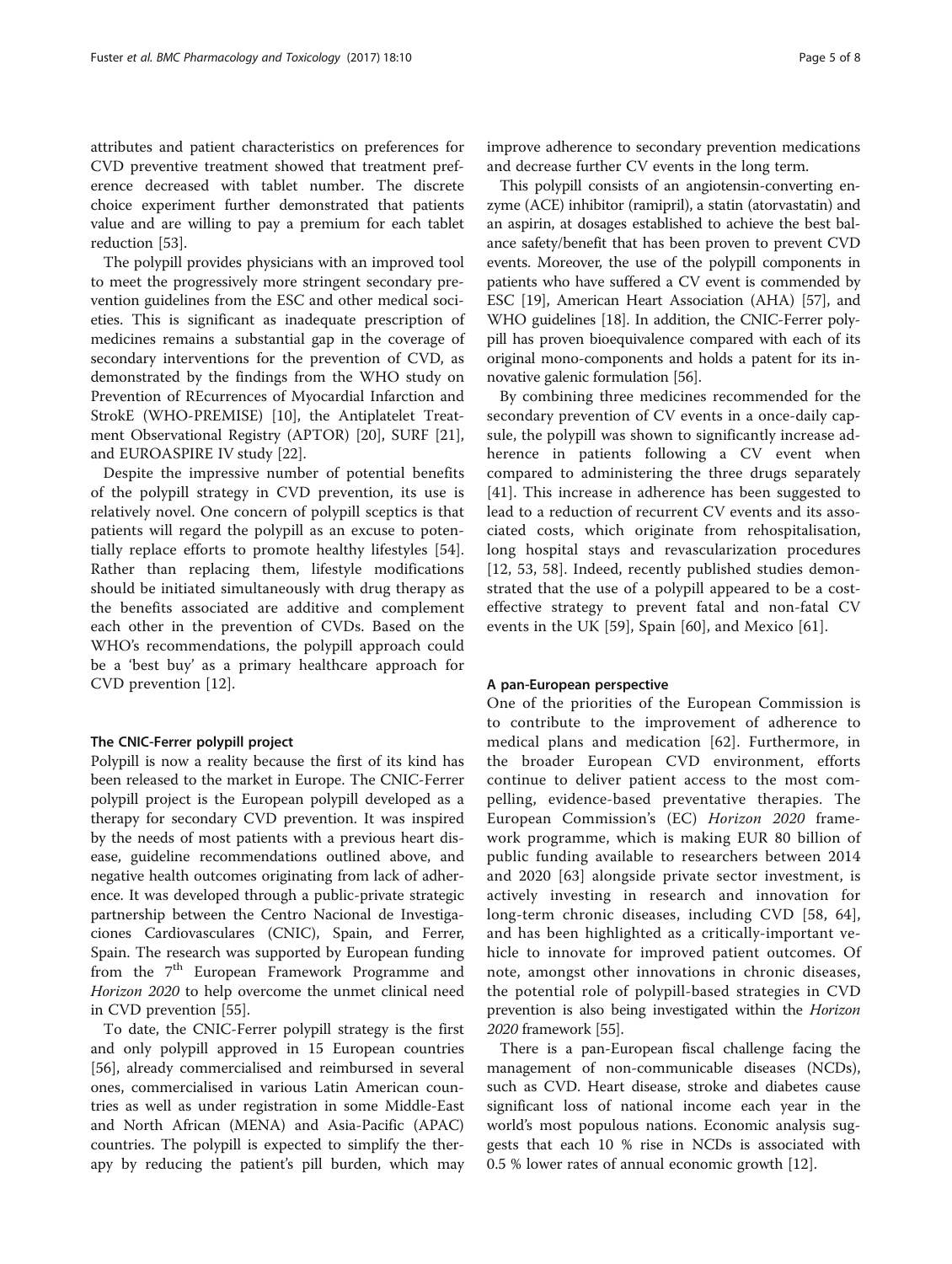attributes and patient characteristics on preferences for CVD preventive treatment showed that treatment preference decreased with tablet number. The discrete choice experiment further demonstrated that patients value and are willing to pay a premium for each tablet reduction [53].

The polypill provides physicians with an improved tool to meet the progressively more stringent secondary prevention guidelines from the ESC and other medical societies. This is significant as inadequate prescription of medicines remains a substantial gap in the coverage of secondary interventions for the prevention of CVD, as demonstrated by the findings from the WHO study on Prevention of REcurrences of Myocardial Infarction and StrokE (WHO-PREMISE) [10], the Antiplatelet Treatment Observational Registry (APTOR) [20], SURF [21], and EUROASPIRE IV study [22].

Despite the impressive number of potential benefits of the polypill strategy in CVD prevention, its use is relatively novel. One concern of polypill sceptics is that patients will regard the polypill as an excuse to potentially replace efforts to promote healthy lifestyles [54]. Rather than replacing them, lifestyle modifications should be initiated simultaneously with drug therapy as the benefits associated are additive and complement each other in the prevention of CVDs. Based on the WHO's recommendations, the polypill approach could be a 'best buy' as a primary healthcare approach for CVD prevention [12].

## The CNIC-Ferrer polypill project

Polypill is now a reality because the first of its kind has been released to the market in Europe. The CNIC-Ferrer polypill project is the European polypill developed as a therapy for secondary CVD prevention. It was inspired by the needs of most patients with a previous heart disease, guideline recommendations outlined above, and negative health outcomes originating from lack of adherence. It was developed through a public-private strategic partnership between the Centro Nacional de Investigaciones Cardiovasculares (CNIC), Spain, and Ferrer, Spain. The research was supported by European funding from the 7th European Framework Programme and *Horizon 2020* to help overcome the unmet clinical need in CVD prevention [55].

To date, the CNIC-Ferrer polypill strategy is the first and only polypill approved in 15 European countries [56], already commercialised and reimbursed in several ones, commercialised in various Latin American countries as well as under registration in some Middle-East and North African (MENA) and Asia-Pacific (APAC) countries. The polypill is expected to simplify the therapy by reducing the patient's pill burden, which may improve adherence to secondary prevention medications and decrease further CV events in the long term.

This polypill consists of an angiotensin-converting enzyme (ACE) inhibitor (ramipril), a statin (atorvastatin) and an aspirin, at dosages established to achieve the best balance safety/benefit that has been proven to prevent CVD events. Moreover, the use of the polypill components in patients who have suffered a CV event is commended by ESC [19], American Heart Association (AHA) [57], and WHO guidelines [18]. In addition, the CNIC-Ferrer polypill has proven bioequivalence compared with each of its original mono-components and holds a patent for its innovative galenic formulation [56].

By combining three medicines recommended for the secondary prevention of CV events in a once-daily capsule, the polypill was shown to significantly increase adherence in patients following a CV event when compared to administering the three drugs separately [41]. This increase in adherence has been suggested to lead to a reduction of recurrent CV events and its associated costs, which originate from rehospitalisation, long hospital stays and revascularization procedures [12, 53, 58]. Indeed, recently published studies demonstrated that the use of a polypill appeared to be a cost-effective strategy to prevent fatal and non-fatal CV events in the UK [59], Spain [60], and Mexico [61].

## A pan-European perspective

One of the priorities of the European Commission is to contribute to the improvement of adherence to medical plans and medication [62]. Furthermore, in the broader European CVD environment, efforts continue to deliver patient access to the most compelling, evidence-based preventative therapies. The European Commission's (EC) *Horizon 2020* framework programme, which is making EUR 80 billion of public funding available to researchers between 2014 and 2020 [63] alongside private sector investment, is actively investing in research and innovation for long-term chronic diseases, including CVD [58, 64], and has been highlighted as a critically-important vehicle to innovate for improved patient outcomes. Of note, amongst other innovations in chronic diseases, the potential role of polypill-based strategies in CVD prevention is also being investigated within the *Horizon 2020* framework [55].

There is a pan-European fiscal challenge facing the management of non-communicable diseases (NCDs), such as CVD. Heart disease, stroke and diabetes cause significant loss of national income each year in the world's most populous nations. Economic analysis suggests that each 10 % rise in NCDs is associated with 0.5 % lower rates of annual economic growth [12].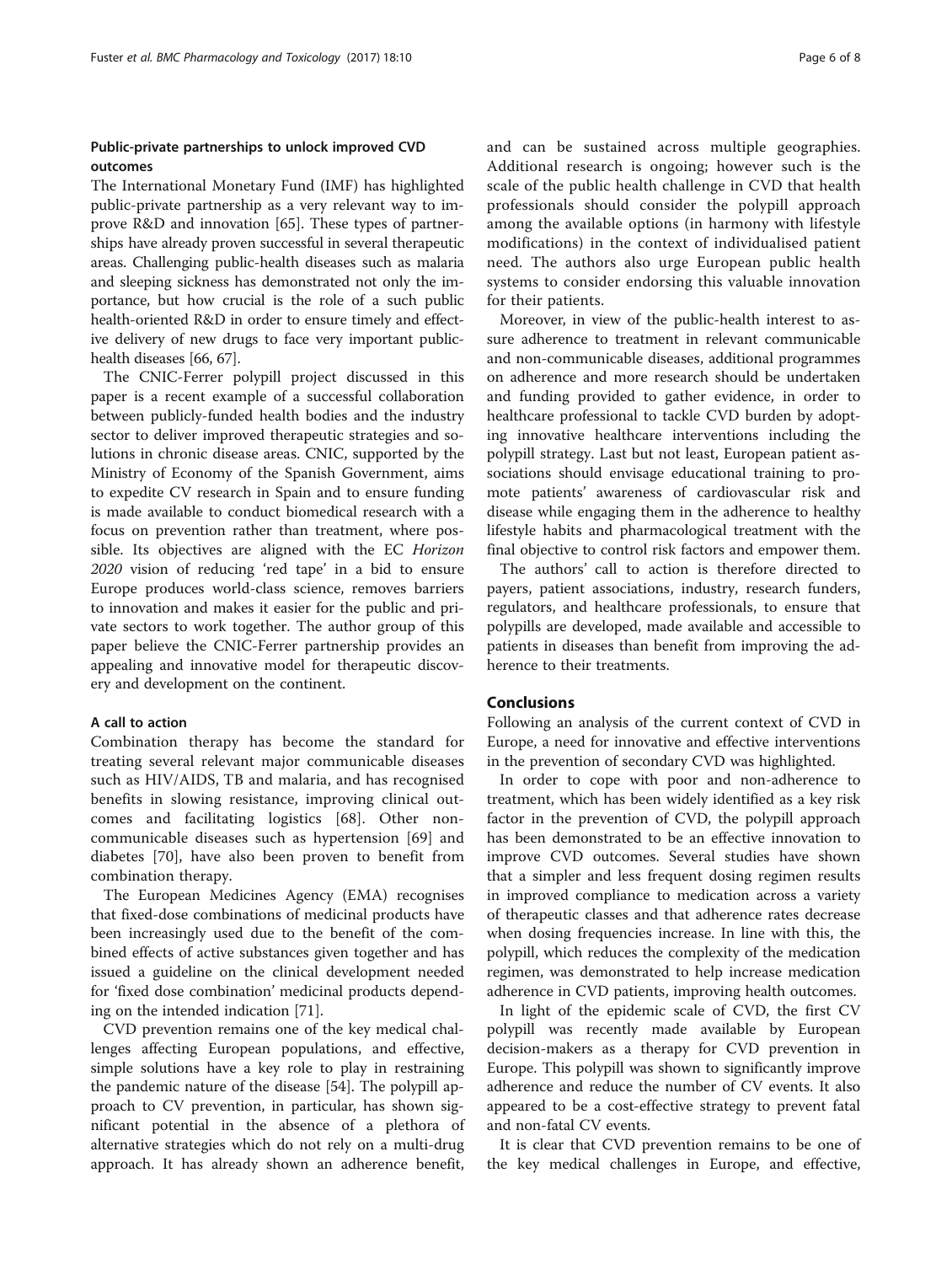### Public-private partnerships to unlock improved CVD outcomes

The International Monetary Fund (IMF) has highlighted public-private partnership as a very relevant way to improve R&D and innovation [65]. These types of partnerships have already proven successful in several therapeutic areas. Challenging public-health diseases such as malaria and sleeping sickness has demonstrated not only the importance, but how crucial is the role of a such public health-oriented R&D in order to ensure timely and effective delivery of new drugs to face very important public-health diseases [66, 67].

The CNIC-Ferrer polypill project discussed in this paper is a recent example of a successful collaboration between publicly-funded health bodies and the industry sector to deliver improved therapeutic strategies and solutions in chronic disease areas. CNIC, supported by the Ministry of Economy of the Spanish Government, aims to expedite CV research in Spain and to ensure funding is made available to conduct biomedical research with a focus on prevention rather than treatment, where possible. Its objectives are aligned with the EC *Horizon 2020* vision of reducing 'red tape' in a bid to ensure Europe produces world-class science, removes barriers to innovation and makes it easier for the public and private sectors to work together. The author group of this paper believe the CNIC-Ferrer partnership provides an appealing and innovative model for therapeutic discovery and development on the continent.

### A call to action

Combination therapy has become the standard for treating several relevant major communicable diseases such as HIV/AIDS, TB and malaria, and has recognised benefits in slowing resistance, improving clinical outcomes and facilitating logistics [68]. Other non-communicable diseases such as hypertension [69] and diabetes [70], have also been proven to benefit from combination therapy.

The European Medicines Agency (EMA) recognises that fixed-dose combinations of medicinal products have been increasingly used due to the benefit of the combined effects of active substances given together and has issued a guideline on the clinical development needed for 'fixed dose combination' medicinal products depending on the intended indication [71].

CVD prevention remains one of the key medical challenges affecting European populations, and effective, simple solutions have a key role to play in restraining the pandemic nature of the disease [54]. The polypill approach to CV prevention, in particular, has shown significant potential in the absence of a plethora of alternative strategies which do not rely on a multi-drug approach. It has already shown an adherence benefit, and can be sustained across multiple geographies. Additional research is ongoing; however such is the scale of the public health challenge in CVD that health professionals should consider the polypill approach among the available options (in harmony with lifestyle modifications) in the context of individualised patient need. The authors also urge European public health systems to consider endorsing this valuable innovation for their patients.

Moreover, in view of the public-health interest to assure adherence to treatment in relevant communicable and non-communicable diseases, additional programmes on adherence and more research should be undertaken and funding provided to gather evidence, in order to healthcare professional to tackle CVD burden by adopting innovative healthcare interventions including the polypill strategy. Last but not least, European patient associations should envisage educational training to promote patients' awareness of cardiovascular risk and disease while engaging them in the adherence to healthy lifestyle habits and pharmacological treatment with the final objective to control risk factors and empower them.

The authors' call to action is therefore directed to payers, patient associations, industry, research funders, regulators, and healthcare professionals, to ensure that polypills are developed, made available and accessible to patients in diseases than benefit from improving the adherence to their treatments.

## Conclusions

Following an analysis of the current context of CVD in Europe, a need for innovative and effective interventions in the prevention of secondary CVD was highlighted.

In order to cope with poor and non-adherence to treatment, which has been widely identified as a key risk factor in the prevention of CVD, the polypill approach has been demonstrated to be an effective innovation to improve CVD outcomes. Several studies have shown that a simpler and less frequent dosing regimen results in improved compliance to medication across a variety of therapeutic classes and that adherence rates decrease when dosing frequencies increase. In line with this, the polypill, which reduces the complexity of the medication regimen, was demonstrated to help increase medication adherence in CVD patients, improving health outcomes.

In light of the epidemic scale of CVD, the first CV polypill was recently made available by European decision-makers as a therapy for CVD prevention in Europe. This polypill was shown to significantly improve adherence and reduce the number of CV events. It also appeared to be a cost-effective strategy to prevent fatal and non-fatal CV events.

It is clear that CVD prevention remains to be one of the key medical challenges in Europe, and effective,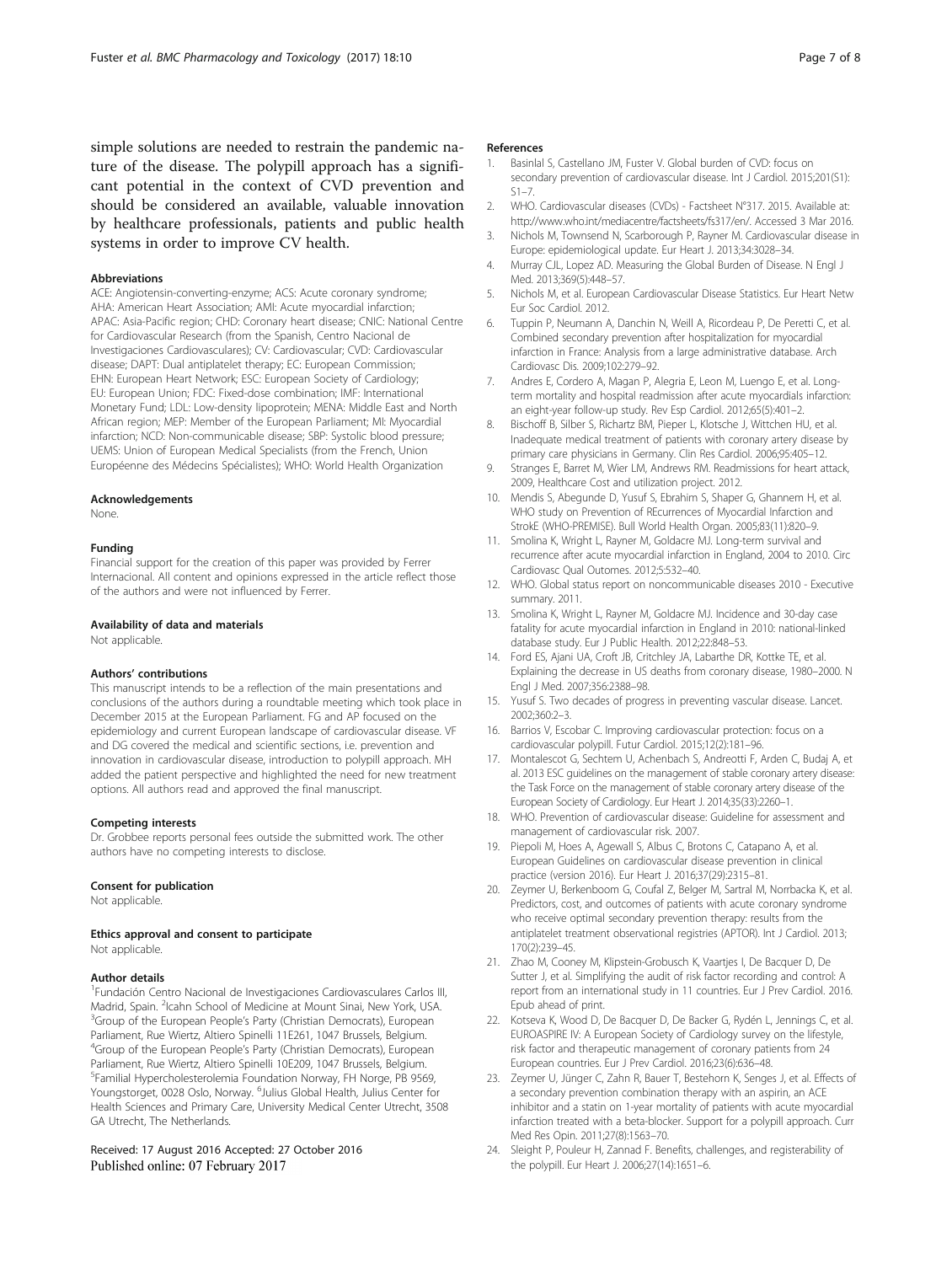simple solutions are needed to restrain the pandemic nature of the disease. The polypill approach has a significant potential in the context of CVD prevention and should be considered an available, valuable innovation by healthcare professionals, patients and public health systems in order to improve CV health.

### Abbreviations

ACE: Angiotensin-converting-enzyme; ACS: Acute coronary syndrome; AHA: American Heart Association; AMI: Acute myocardial infarction; APAC: Asia-Pacific region; CHD: Coronary heart disease; CNIC: National Centre for Cardiovascular Research (from the Spanish, Centro Nacional de Investigaciones Cardiovasculares); CV: Cardiovascular; CVD: Cardiovascular disease; DAPT: Dual antiplatelet therapy; EC: European Commission; EHN: European Heart Network; ESC: European Society of Cardiology; EU: European Union; FDC: Fixed-dose combination; IMF: International Monetary Fund; LDL: Low-density lipoprotein; MENA: Middle East and North African region; MEP: Member of the European Parliament; MI: Myocardial infarction; NCD: Non-communicable disease; SBP: Systolic blood pressure; UEMS: Union of European Medical Specialists (from the French, Union Européenne des Médecins Spécialistes); WHO: World Health Organization

### Acknowledgements

None.

### Funding

Financial support for the creation of this paper was provided by Ferrer Internacional. All content and opinions expressed in the article reflect those of the authors and were not influenced by Ferrer.

### Availability of data and materials

Not applicable.

### Authors' contributions

This manuscript intends to be a reflection of the main presentations and conclusions of the authors during a roundtable meeting which took place in December 2015 at the European Parliament. FG and AP focused on the epidemiology and current European landscape of cardiovascular disease. VF and DG covered the medical and scientific sections, i.e. prevention and innovation in cardiovascular disease, introduction to polypill approach. MH added the patient perspective and highlighted the need for new treatment options. All authors read and approved the final manuscript.

### Competing interests

Dr. Grobbee reports personal fees outside the submitted work. The other authors have no competing interests to disclose.

### Consent for publication

Not applicable.

### Ethics approval and consent to participate

Not applicable.

### Author details

[1]Fundación Centro Nacional de Investigaciones Cardiovasculares Carlos III, Madrid, Spain. [2]Icahn School of Medicine at Mount Sinai, New York, USA. [3]Group of the European People's Party (Christian Democrats), European Parliament, Rue Wiertz, Altiero Spinelli 11E261, 1047 Brussels, Belgium. [4]Group of the European People's Party (Christian Democrats), European Parliament, Rue Wiertz, Altiero Spinelli 10E209, 1047 Brussels, Belgium. [5]Familial Hypercholesterolemia Foundation Norway, FH Norge, PB 9569, Youngstorget, 0028 Oslo, Norway. [6]Julius Global Health, Julius Center for Health Sciences and Primary Care, University Medical Center Utrecht, 3508 GA Utrecht, The Netherlands.

Received: 17 August 2016 Accepted: 27 October 2016
Published online: 07 February 2017

### References

1. Basinlal S, Castellano JM, Fuster V. Global burden of CVD: focus on secondary prevention of cardiovascular disease. Int J Cardiol. 2015;201(S1): S1–7.
2. WHO. Cardiovascular diseases (CVDs) - Factsheet N°317. 2015. Available at: http://www.who.int/mediacentre/factsheets/fs317/en/. Accessed 3 Mar 2016.
3. Nichols M, Townsend N, Scarborough P, Rayner M. Cardiovascular disease in Europe: epidemiological update. Eur Heart J. 2013;34:3028–34.
4. Murray CJL, Lopez AD. Measuring the Global Burden of Disease. N Engl J Med. 2013;369(5):448–57.
5. Nichols M, et al. European Cardiovascular Disease Statistics. Eur Heart Netw Eur Soc Cardiol. 2012.
6. Tuppin P, Neumann A, Danchin N, Weill A, Ricordeau P, De Peretti C, et al. Combined secondary prevention after hospitalization for myocardial infarction in France: Analysis from a large administrative database. Arch Cardiovasc Dis. 2009;102:279–92.
7. Andres E, Cordero A, Magan P, Alegria E, Leon M, Luengo E, et al. Long-term mortality and hospital readmission after acute myocardials infarction: an eight-year follow-up study. Rev Esp Cardiol. 2012;65(5):401–2.
8. Bischoff B, Silber S, Richartz BM, Pieper L, Klotsche J, Wittchen HU, et al. Inadequate medical treatment of patients with coronary artery disease by primary care physicians in Germany. Clin Res Cardiol. 2006;95:405–12.
9. Stranges E, Barret M, Wier LM, Andrews RM. Readmissions for heart attack, 2009, Healthcare Cost and utilization project. 2012.
10. Mendis S, Abegunde D, Yusuf S, Ebrahim S, Shaper G, Ghannem H, et al. WHO study on Prevention of REcurrences of Myocardial Infarction and StrokE (WHO-PREMISE). Bull World Health Organ. 2005;83(11):820–9.
11. Smolina K, Wright L, Rayner M, Goldacre MJ. Long-term survival and recurrence after acute myocardial infarction in England, 2004 to 2010. Circ Cardiovasc Qual Outomes. 2012;5:532–40.
12. WHO. Global status report on noncommunicable diseases 2010 - Executive summary. 2011.
13. Smolina K, Wright L, Rayner M, Goldacre MJ. Incidence and 30-day case fatality for acute myocardial infarction in England in 2010: national-linked database study. Eur J Public Health. 2012;22:848–53.
14. Ford ES, Ajani UA, Croft JB, Critchley JA, Labarthe DR, Kottke TE, et al. Explaining the decrease in US deaths from coronary disease, 1980–2000. N Engl J Med. 2007;356:2388–98.
15. Yusuf S. Two decades of progress in preventing vascular disease. Lancet. 2002;360:2–3.
16. Barrios V, Escobar C. Improving cardiovascular protection: focus on a cardiovascular polypill. Futur Cardiol. 2015;12(2):181–96.
17. Montalescot G, Sechtem U, Achenbach S, Andreotti F, Arden C, Budaj A, et al. 2013 ESC guidelines on the management of stable coronary artery disease: the Task Force on the management of stable coronary artery disease of the European Society of Cardiology. Eur Heart J. 2014;35(33):2260–1.
18. WHO. Prevention of cardiovascular disease: Guideline for assessment and management of cardiovascular risk. 2007.
19. Piepoli M, Hoes A, Agewall S, Albus C, Brotons C, Catapano A, et al. European Guidelines on cardiovascular disease prevention in clinical practice (version 2016). Eur Heart J. 2016;37(29):2315–81.
20. Zeymer U, Berkenboom G, Coufal Z, Belger M, Sartral M, Norrbacka K, et al. Predictors, cost, and outcomes of patients with acute coronary syndrome who receive optimal secondary prevention therapy: results from the antiplatelet treatment observational registries (APTOR). Int J Cardiol. 2013; 170(2):239–45.
21. Zhao M, Cooney M, Klipstein-Grobusch K, Vaartjes I, De Bacquer D, De Sutter J, et al. Simplifying the audit of risk factor recording and control: A report from an international study in 11 countries. Eur J Prev Cardiol. 2016. Epub ahead of print.
22. Kotseva K, Wood D, De Bacquer D, De Backer G, Rydén L, Jennings C, et al. EUROASPIRE IV: A European Society of Cardiology survey on the lifestyle, risk factor and therapeutic management of coronary patients from 24 European countries. Eur J Prev Cardiol. 2016;23(6):636–48.
23. Zeymer U, Jünger C, Zahn R, Bauer T, Bestehorn K, Senges J, et al. Effects of a secondary prevention combination therapy with an aspirin, an ACE inhibitor and a statin on 1-year mortality of patients with acute myocardial infarction treated with a beta-blocker. Support for a polypill approach. Curr Med Res Opin. 2011;27(8):1563–70.
24. Sleight P, Pouleur H, Zannad F. Benefits, challenges, and registerability of the polypill. Eur Heart J. 2006;27(14):1651–6.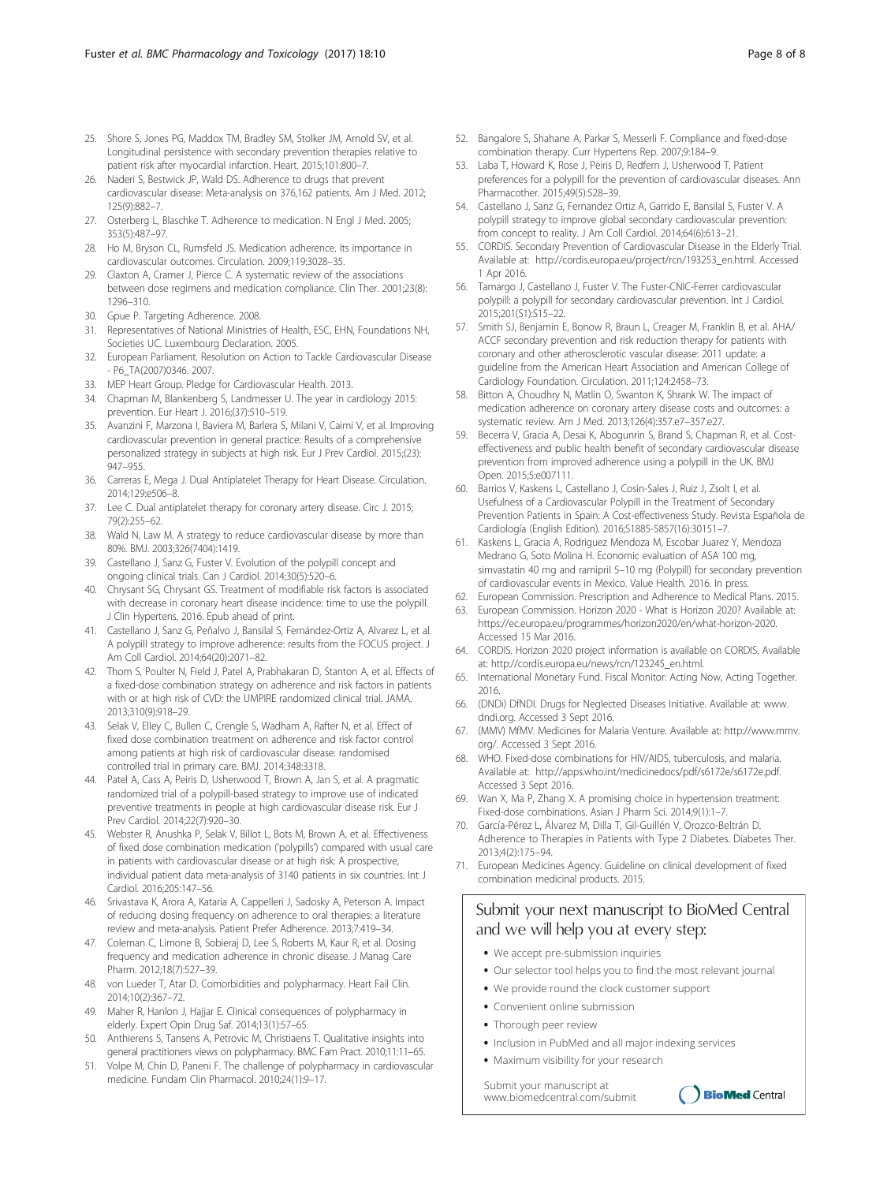25. Shore S, Jones PG, Maddox TM, Bradley SM, Stolker JM, Arnold SV, et al. Longitudinal persistence with secondary prevention therapies relative to patient risk after myocardial infarction. Heart. 2015;101:800–7.
26. Naderi S, Bestwick JP, Wald DS. Adherence to drugs that prevent cardiovascular disease: Meta-analysis on 376,162 patients. Am J Med. 2012; 125(9):882–7.
27. Osterberg L, Blaschke T. Adherence to medication. N Engl J Med. 2005; 353(5):487–97.
28. Ho M, Bryson CL, Rumsfeld JS. Medication adherence. Its importance in cardiovascular outcomes. Circulation. 2009;119:3028–35.
29. Claxton A, Cramer J, Pierce C. A systematic review of the associations between dose regimens and medication compliance. Clin Ther. 2001;23(8): 1296–310.
30. Gpue P. Targeting Adherence. 2008.
31. Representatives of National Ministries of Health, ESC, EHN, Foundations NH, Societies UC. Luxembourg Declaration. 2005.
32. European Parliament. Resolution on Action to Tackle Cardiovascular Disease - P6_TA(2007)0346. 2007.
33. MEP Heart Group. Pledge for Cardiovascular Health. 2013.
34. Chapman M, Blankenberg S, Landmesser U. The year in cardiology 2015: prevention. Eur Heart J. 2016;(37):510–519.
35. Avanzini F, Marzona I, Baviera M, Barlera S, Milani V, Caimi V, et al. Improving cardiovascular prevention in general practice: Results of a comprehensive personalized strategy in subjects at high risk. Eur J Prev Cardiol. 2015;(23): 947–955.
36. Carreras E, Mega J. Dual Antiplatelet Therapy for Heart Disease. Circulation. 2014;129:e506–8.
37. Lee C. Dual antiplatelet therapy for coronary artery disease. Circ J. 2015; 79(2):255–62.
38. Wald N, Law M. A strategy to reduce cardiovascular disease by more than 80%. BMJ. 2003;326(7404):1419.
39. Castellano J, Sanz G, Fuster V. Evolution of the polypill concept and ongoing clinical trials. Can J Cardiol. 2014;30(5):520–6.
40. Chrysant SG, Chrysant GS. Treatment of modifiable risk factors is associated with decrease in coronary heart disease incidence: time to use the polypill. J Clin Hypertens. 2016. Epub ahead of print.
41. Castellano J, Sanz G, Peñalvo J, Bansilal S, Fernández-Ortiz A, Alvarez L, et al. A polypill strategy to improve adherence: results from the FOCUS project. J Am Coll Cardiol. 2014;64(20):2071–82.
42. Thom S, Poulter N, Field J, Patel A, Prabhakaran D, Stanton A, et al. Effects of a fixed-dose combination strategy on adherence and risk factors in patients with or at high risk of CVD: the UMPIRE randomized clinical trial. JAMA. 2013;310(9):918–29.
43. Selak V, Elley C, Bullen C, Crengle S, Wadham A, Rafter N, et al. Effect of fixed dose combination treatment on adherence and risk factor control among patients at high risk of cardiovascular disease: randomised controlled trial in primary care. BMJ. 2014;348:3318.
44. Patel A, Cass A, Peiris D, Usherwood T, Brown A, Jan S, et al. A pragmatic randomized trial of a polypill-based strategy to improve use of indicated preventive treatments in people at high cardiovascular disease risk. Eur J Prev Cardiol. 2014;22(7):920–30.
45. Webster R, Anushka P, Selak V, Billot L, Bots M, Brown A, et al. Effectiveness of fixed dose combination medication ('polypills') compared with usual care in patients with cardiovascular disease or at high risk: A prospective, individual patient data meta-analysis of 3140 patients in six countries. Int J Cardiol. 2016;205:147–56.
46. Srivastava K, Arora A, Kataria A, Cappelleri J, Sadosky A, Peterson A. Impact of reducing dosing frequency on adherence to oral therapies: a literature review and meta-analysis. Patient Prefer Adherence. 2013;7:419–34.
47. Coleman C, Limone B, Sobieraj D, Lee S, Roberts M, Kaur R, et al. Dosing frequency and medication adherence in chronic disease. J Manag Care Pharm. 2012;18(7):527–39.
48. von Lueder T, Atar D. Comorbidities and polypharmacy. Heart Fail Clin. 2014;10(2):367–72.
49. Maher R, Hanlon J, Hajjar E. Clinical consequences of polypharmacy in elderly. Expert Opin Drug Saf. 2014;13(1):57–65.
50. Anthierens S, Tansens A, Petrovic M, Christiaens T. Qualitative insights into general practitioners views on polypharmacy. BMC Fam Pract. 2010;11:11–65.
51. Volpe M, Chin D, Paneni F. The challenge of polypharmacy in cardiovascular medicine. Fundam Clin Pharmacol. 2010;24(1):9–17.
52. Bangalore S, Shahane A, Parkar S, Messerli F. Compliance and fixed-dose combination therapy. Curr Hypertens Rep. 2007;9:184–9.
53. Laba T, Howard K, Rose J, Peiris D, Redfern J, Usherwood T. Patient preferences for a polypill for the prevention of cardiovascular diseases. Ann Pharmacother. 2015;49(5):528–39.
54. Castellano J, Sanz G, Fernandez Ortiz A, Garrido E, Bansilal S, Fuster V. A polypill strategy to improve global secondary cardiovascular prevention: from concept to reality. J Am Coll Cardiol. 2014;64(6):613–21.
55. CORDIS. Secondary Prevention of Cardiovascular Disease in the Elderly Trial. Available at: http://cordis.europa.eu/project/rcn/193253_en.html. Accessed 1 Apr 2016.
56. Tamargo J, Castellano J, Fuster V. The Fuster-CNIC-Ferrer cardiovascular polypill: a polypill for secondary cardiovascular prevention. Int J Cardiol. 2015;201(S1):S15–22.
57. Smith SJ, Benjamin E, Bonow R, Braun L, Creager M, Franklin B, et al. AHA/ ACCF secondary prevention and risk reduction therapy for patients with coronary and other atherosclerotic vascular disease: 2011 update: a guideline from the American Heart Association and American College of Cardiology Foundation. Circulation. 2011;124:2458–73.
58. Bitton A, Choudhry N, Matlin O, Swanton K, Shrank W. The impact of medication adherence on coronary artery disease costs and outcomes: a systematic review. Am J Med. 2013;126(4):357.e7–357.e27.
59. Becerra V, Gracia A, Desai K, Abogunrin S, Brand S, Chapman R, et al. Cost-effectiveness and public health benefit of secondary cardiovascular disease prevention from improved adherence using a polypill in the UK. BMJ Open. 2015;5:e007111.
60. Barrios V, Kaskens L, Castellano J, Cosin-Sales J, Ruiz J, Zsolt I, et al. Usefulness of a Cardiovascular Polypill in the Treatment of Secondary Prevention Patients in Spain: A Cost-effectiveness Study. Revista Española de Cardiología (English Edition). 2016;S1885-5857(16):30151–7.
61. Kaskens L, Gracia A, Rodriguez Mendoza M, Escobar Juarez Y, Mendoza Medrano G, Soto Molina H. Economic evaluation of ASA 100 mg, simvastatin 40 mg and ramipril 5–10 mg (Polypill) for secondary prevention of cardiovascular events in Mexico. Value Health. 2016. In press.
62. European Commission. Prescription and Adherence to Medical Plans. 2015.
63. European Commission. Horizon 2020 - What is Horizon 2020? Available at: https://ec.europa.eu/programmes/horizon2020/en/what-horizon-2020. Accessed 15 Mar 2016.
64. CORDIS. Horizon 2020 project information is available on CORDIS. Available at: http://cordis.europa.eu/news/rcn/123245_en.html.
65. International Monetary Fund. Fiscal Monitor: Acting Now, Acting Together. 2016.
66. (DNDi) DfNDI. Drugs for Neglected Diseases Initiative. Available at: www.dndi.org. Accessed 3 Sept 2016.
67. (MMV) MfMV. Medicines for Malaria Venture. Available at: http://www.mmv.org/. Accessed 3 Sept 2016.
68. WHO. Fixed-dose combinations for HIV/AIDS, tuberculosis, and malaria. Available at: http://apps.who.int/medicinedocs/pdf/s6172e/s6172e.pdf. Accessed 3 Sept 2016.
69. Wan X, Ma P, Zhang X. A promising choice in hypertension treatment: Fixed-dose combinations. Asian J Pharm Sci. 2014;9(1):1–7.
70. García-Pérez L, Álvarez M, Dilla T, Gil-Guillén V, Orozco-Beltrán D. Adherence to Therapies in Patients with Type 2 Diabetes. Diabetes Ther. 2013;4(2):175–94.
71. European Medicines Agency. Guideline on clinical development of fixed combination medicinal products. 2015.

## Submit your next manuscript to BioMed Central and we will help you at every step:

- We accept pre-submission inquiries
- Our selector tool helps you to find the most relevant journal
- We provide round the clock customer support
- Convenient online submission
- Thorough peer review
- Inclusion in PubMed and all major indexing services
- Maximum visibility for your research

Submit your manuscript at www.biomedcentral.com/submit

BioMed Central